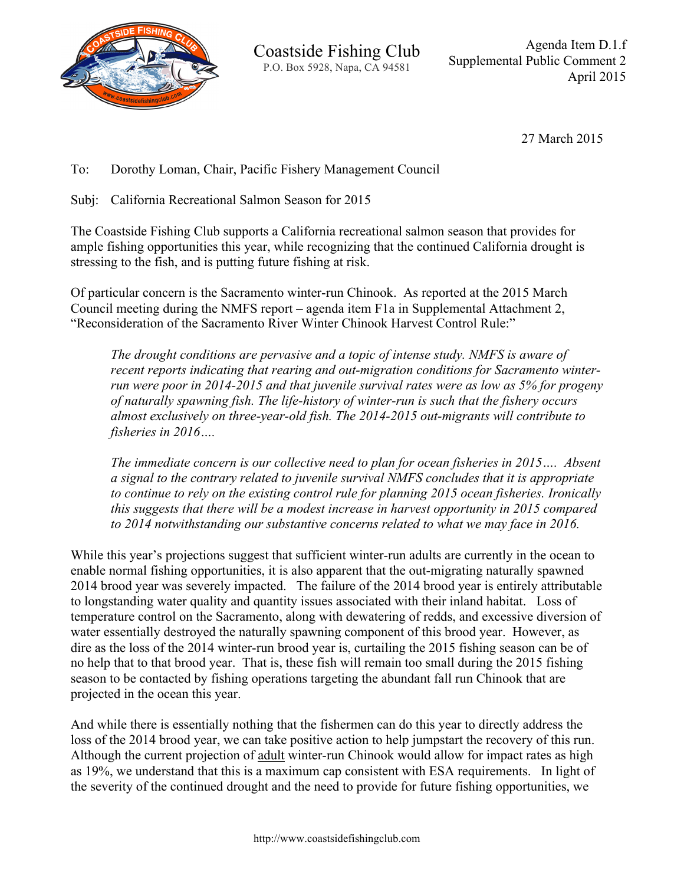Coastside Fishing Club
P.O. Box 5928, Napa, CA 94581

Agenda Item D.1.f
Supplemental Public Comment 2
April 2015

27 March 2015

To: Dorothy Loman, Chair, Pacific Fishery Management Council

Subj: California Recreational Salmon Season for 2015

The Coastside Fishing Club supports a California recreational salmon season that provides for ample fishing opportunities this year, while recognizing that the continued California drought is stressing to the fish, and is putting future fishing at risk.

Of particular concern is the Sacramento winter-run Chinook. As reported at the 2015 March Council meeting during the NMFS report – agenda item F1a in Supplemental Attachment 2, "Reconsideration of the Sacramento River Winter Chinook Harvest Control Rule:"

> *The drought conditions are pervasive and a topic of intense study. NMFS is aware of recent reports indicating that rearing and out-migration conditions for Sacramento winter-run were poor in 2014-2015 and that juvenile survival rates were as low as 5% for progeny of naturally spawning fish. The life-history of winter-run is such that the fishery occurs almost exclusively on three-year-old fish. The 2014-2015 out-migrants will contribute to fisheries in 2016….*
>
> *The immediate concern is our collective need to plan for ocean fisheries in 2015…. Absent a signal to the contrary related to juvenile survival NMFS concludes that it is appropriate to continue to rely on the existing control rule for planning 2015 ocean fisheries. Ironically this suggests that there will be a modest increase in harvest opportunity in 2015 compared to 2014 notwithstanding our substantive concerns related to what we may face in 2016.*

While this year's projections suggest that sufficient winter-run adults are currently in the ocean to enable normal fishing opportunities, it is also apparent that the out-migrating naturally spawned 2014 brood year was severely impacted. The failure of the 2014 brood year is entirely attributable to longstanding water quality and quantity issues associated with their inland habitat. Loss of temperature control on the Sacramento, along with dewatering of redds, and excessive diversion of water essentially destroyed the naturally spawning component of this brood year. However, as dire as the loss of the 2014 winter-run brood year is, curtailing the 2015 fishing season can be of no help that to that brood year. That is, these fish will remain too small during the 2015 fishing season to be contacted by fishing operations targeting the abundant fall run Chinook that are projected in the ocean this year.

And while there is essentially nothing that the fishermen can do this year to directly address the loss of the 2014 brood year, we can take positive action to help jumpstart the recovery of this run. Although the current projection of <u>adult</u> winter-run Chinook would allow for impact rates as high as 19%, we understand that this is a maximum cap consistent with ESA requirements. In light of the severity of the continued drought and the need to provide for future fishing opportunities, we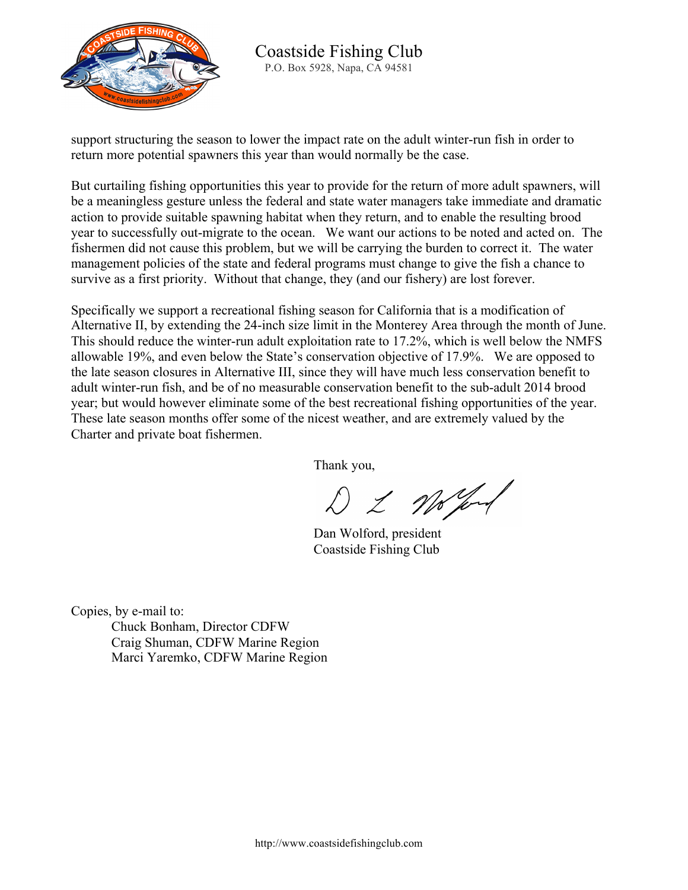Coastside Fishing Club
P.O. Box 5928, Napa, CA 94581

support structuring the season to lower the impact rate on the adult winter-run fish in order to return more potential spawners this year than would normally be the case.

But curtailing fishing opportunities this year to provide for the return of more adult spawners, will be a meaningless gesture unless the federal and state water managers take immediate and dramatic action to provide suitable spawning habitat when they return, and to enable the resulting brood year to successfully out-migrate to the ocean. We want our actions to be noted and acted on. The fishermen did not cause this problem, but we will be carrying the burden to correct it. The water management policies of the state and federal programs must change to give the fish a chance to survive as a first priority. Without that change, they (and our fishery) are lost forever.

Specifically we support a recreational fishing season for California that is a modification of Alternative II, by extending the 24-inch size limit in the Monterey Area through the month of June. This should reduce the winter-run adult exploitation rate to 17.2%, which is well below the NMFS allowable 19%, and even below the State's conservation objective of 17.9%. We are opposed to the late season closures in Alternative III, since they will have much less conservation benefit to adult winter-run fish, and be of no measurable conservation benefit to the sub-adult 2014 brood year; but would however eliminate some of the best recreational fishing opportunities of the year. These late season months offer some of the nicest weather, and are extremely valued by the Charter and private boat fishermen.

Thank you,

D L Wolford

Dan Wolford, president
Coastside Fishing Club

Copies, by e-mail to:
- Chuck Bonham, Director CDFW
- Craig Shuman, CDFW Marine Region
- Marci Yaremko, CDFW Marine Region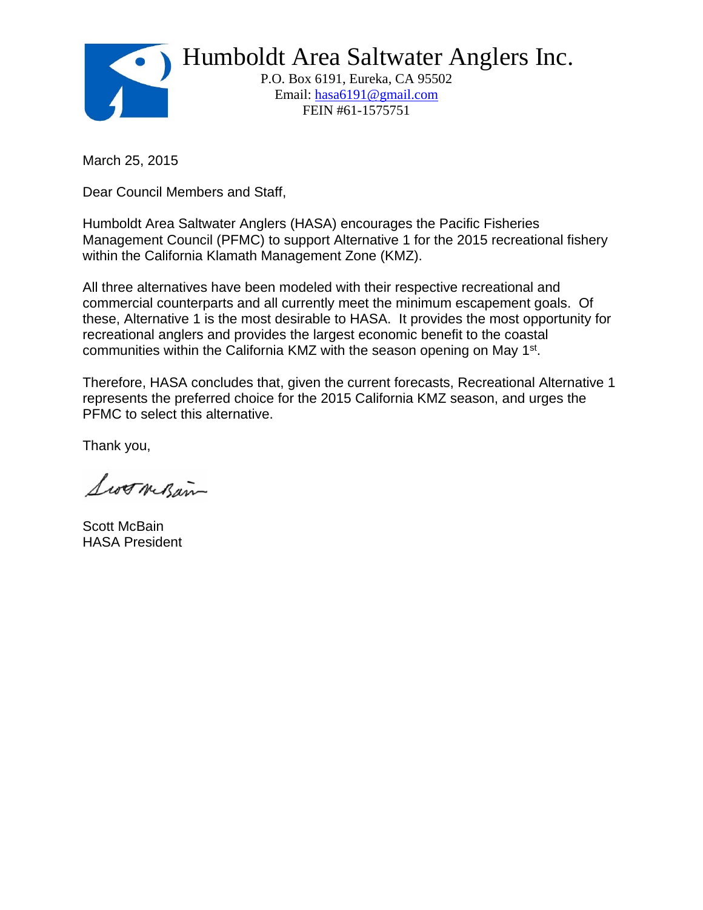# Humboldt Area Saltwater Anglers Inc.

P.O. Box 6191, Eureka, CA 95502
Email: hasa6191@gmail.com
FEIN #61-1575751

March 25, 2015

Dear Council Members and Staff,

Humboldt Area Saltwater Anglers (HASA) encourages the Pacific Fisheries Management Council (PFMC) to support Alternative 1 for the 2015 recreational fishery within the California Klamath Management Zone (KMZ).

All three alternatives have been modeled with their respective recreational and commercial counterparts and all currently meet the minimum escapement goals. Of these, Alternative 1 is the most desirable to HASA. It provides the most opportunity for recreational anglers and provides the largest economic benefit to the coastal communities within the California KMZ with the season opening on May 1st.

Therefore, HASA concludes that, given the current forecasts, Recreational Alternative 1 represents the preferred choice for the 2015 California KMZ season, and urges the PFMC to select this alternative.

Thank you,

Scott McBain

Scott McBain
HASA President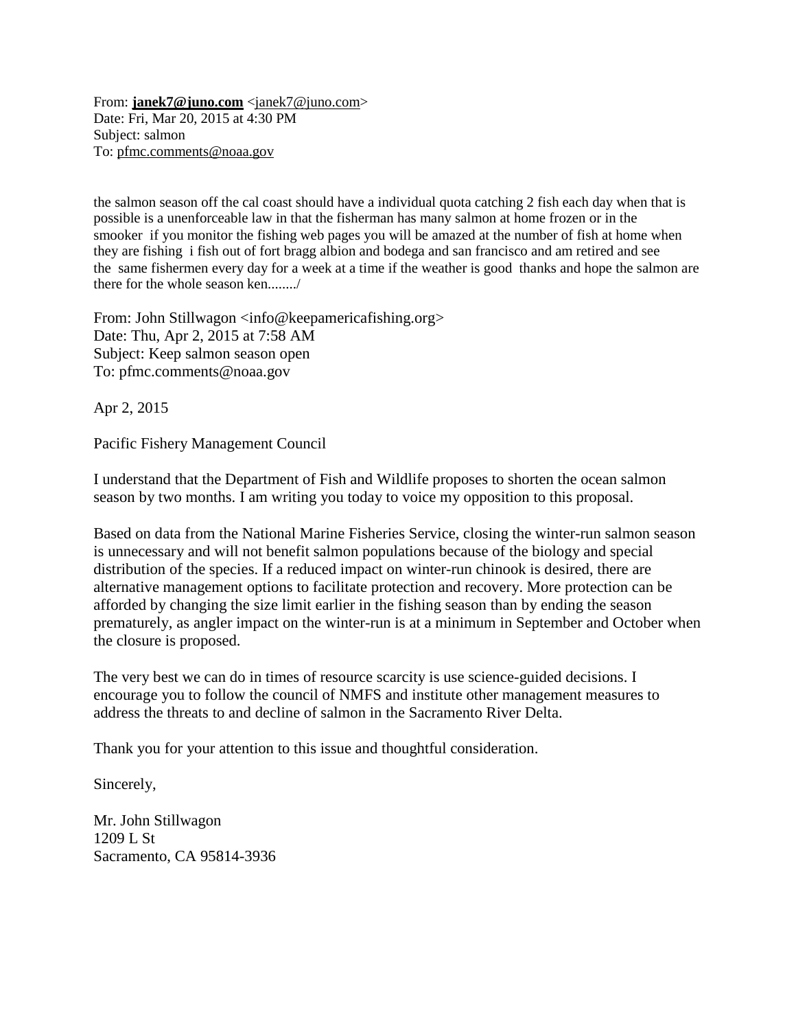From: **janek7@juno.com** <janek7@juno.com>
Date: Fri, Mar 20, 2015 at 4:30 PM
Subject: salmon
To: pfmc.comments@noaa.gov

the salmon season off the cal coast should have a individual quota catching 2 fish each day when that is possible is a unenforceable law in that the fisherman has many salmon at home frozen or in the smooker if you monitor the fishing web pages you will be amazed at the number of fish at home when they are fishing i fish out of fort bragg albion and bodega and san francisco and am retired and see the same fishermen every day for a week at a time if the weather is good thanks and hope the salmon are there for the whole season ken......../

From: John Stillwagon <info@keepamericafishing.org>
Date: Thu, Apr 2, 2015 at 7:58 AM
Subject: Keep salmon season open
To: pfmc.comments@noaa.gov

Apr 2, 2015

Pacific Fishery Management Council

I understand that the Department of Fish and Wildlife proposes to shorten the ocean salmon season by two months. I am writing you today to voice my opposition to this proposal.

Based on data from the National Marine Fisheries Service, closing the winter-run salmon season is unnecessary and will not benefit salmon populations because of the biology and special distribution of the species. If a reduced impact on winter-run chinook is desired, there are alternative management options to facilitate protection and recovery. More protection can be afforded by changing the size limit earlier in the fishing season than by ending the season prematurely, as angler impact on the winter-run is at a minimum in September and October when the closure is proposed.

The very best we can do in times of resource scarcity is use science-guided decisions. I encourage you to follow the council of NMFS and institute other management measures to address the threats to and decline of salmon in the Sacramento River Delta.

Thank you for your attention to this issue and thoughtful consideration.

Sincerely,

Mr. John Stillwagon
1209 L St
Sacramento, CA 95814-3936